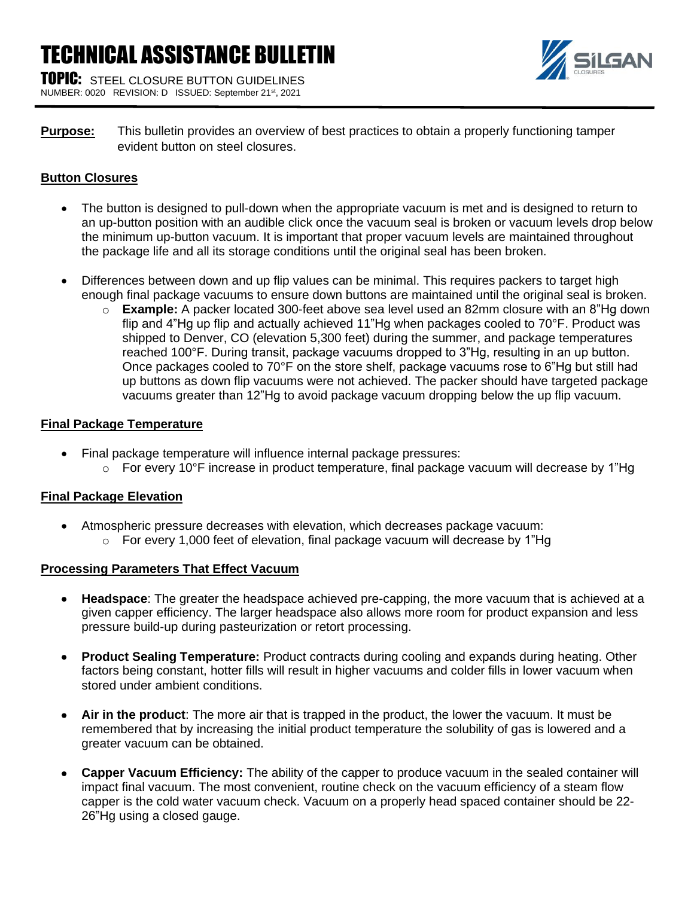# TECHNICAL ASSISTANCE BULLETIN

**TOPIC:** STEEL CLOSURE BUTTON GUIDELINES

NUMBER: 0020 REVISION: D ISSUED: September 21st, 2021

**Purpose:** This bulletin provides an overview of best practices to obtain a properly functioning tamper evident button on steel closures.

## Button Closures

- The button is designed to pull-down when the appropriate vacuum is met and is designed to return to an up-button position with an audible click once the vacuum seal is broken or vacuum levels drop below the minimum up-button vacuum. It is important that proper vacuum levels are maintained throughout the package life and all its storage conditions until the original seal has been broken.
- Differences between down and up flip values can be minimal. This requires packers to target high enough final package vacuums to ensure down buttons are maintained until the original seal is broken.
  - **Example:** A packer located 300-feet above sea level used an 82mm closure with an 8"Hg down flip and 4"Hg up flip and actually achieved 11"Hg when packages cooled to 70°F. Product was shipped to Denver, CO (elevation 5,300 feet) during the summer, and package temperatures reached 100°F. During transit, package vacuums dropped to 3"Hg, resulting in an up button. Once packages cooled to 70°F on the store shelf, package vacuums rose to 6"Hg but still had up buttons as down flip vacuums were not achieved. The packer should have targeted package vacuums greater than 12"Hg to avoid package vacuum dropping below the up flip vacuum.

## Final Package Temperature

- Final package temperature will influence internal package pressures:
  - For every 10°F increase in product temperature, final package vacuum will decrease by 1"Hg

## Final Package Elevation

- Atmospheric pressure decreases with elevation, which decreases package vacuum:
  - For every 1,000 feet of elevation, final package vacuum will decrease by 1"Hg

## Processing Parameters That Effect Vacuum

- **Headspace**: The greater the headspace achieved pre-capping, the more vacuum that is achieved at a given capper efficiency. The larger headspace also allows more room for product expansion and less pressure build-up during pasteurization or retort processing.
- **Product Sealing Temperature:** Product contracts during cooling and expands during heating. Other factors being constant, hotter fills will result in higher vacuums and colder fills in lower vacuum when stored under ambient conditions.
- **Air in the product**: The more air that is trapped in the product, the lower the vacuum. It must be remembered that by increasing the initial product temperature the solubility of gas is lowered and a greater vacuum can be obtained.
- **Capper Vacuum Efficiency:** The ability of the capper to produce vacuum in the sealed container will impact final vacuum. The most convenient, routine check on the vacuum efficiency of a steam flow capper is the cold water vacuum check. Vacuum on a properly head spaced container should be 22-26"Hg using a closed gauge.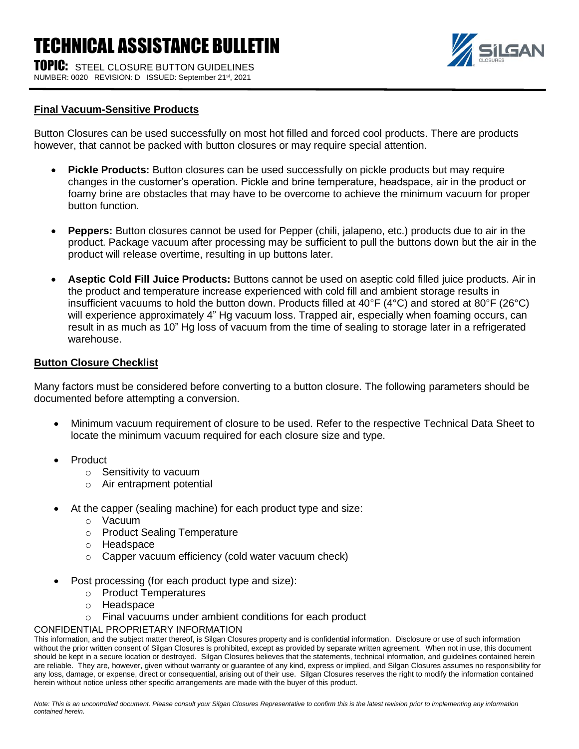## Final Vacuum-Sensitive Products

Button Closures can be used successfully on most hot filled and forced cool products. There are products however, that cannot be packed with button closures or may require special attention.

- **Pickle Products:** Button closures can be used successfully on pickle products but may require changes in the customer's operation. Pickle and brine temperature, headspace, air in the product or foamy brine are obstacles that may have to be overcome to achieve the minimum vacuum for proper button function.
- **Peppers:** Button closures cannot be used for Pepper (chili, jalapeno, etc.) products due to air in the product. Package vacuum after processing may be sufficient to pull the buttons down but the air in the product will release overtime, resulting in up buttons later.
- **Aseptic Cold Fill Juice Products:** Buttons cannot be used on aseptic cold filled juice products. Air in the product and temperature increase experienced with cold fill and ambient storage results in insufficient vacuums to hold the button down. Products filled at 40°F (4°C) and stored at 80°F (26°C) will experience approximately 4" Hg vacuum loss. Trapped air, especially when foaming occurs, can result in as much as 10" Hg loss of vacuum from the time of sealing to storage later in a refrigerated warehouse.

## Button Closure Checklist

Many factors must be considered before converting to a button closure. The following parameters should be documented before attempting a conversion.

- Minimum vacuum requirement of closure to be used. Refer to the respective Technical Data Sheet to locate the minimum vacuum required for each closure size and type.
- Product
  - Sensitivity to vacuum
  - Air entrapment potential
- At the capper (sealing machine) for each product type and size:
  - Vacuum
  - Product Sealing Temperature
  - Headspace
  - Capper vacuum efficiency (cold water vacuum check)
- Post processing (for each product type and size):
  - Product Temperatures
  - Headspace
  - Final vacuums under ambient conditions for each product

CONFIDENTIAL PROPRIETARY INFORMATION

This information, and the subject matter thereof, is Silgan Closures property and is confidential information. Disclosure or use of such information without the prior written consent of Silgan Closures is prohibited, except as provided by separate written agreement. When not in use, this document should be kept in a secure location or destroyed. Silgan Closures believes that the statements, technical information, and guidelines contained herein are reliable. They are, however, given without warranty or guarantee of any kind, express or implied, and Silgan Closures assumes no responsibility for any loss, damage, or expense, direct or consequential, arising out of their use. Silgan Closures reserves the right to modify the information contained herein without notice unless other specific arrangements are made with the buyer of this product.

*Note: This is an uncontrolled document. Please consult your Silgan Closures Representative to confirm this is the latest revision prior to implementing any information contained herein.*